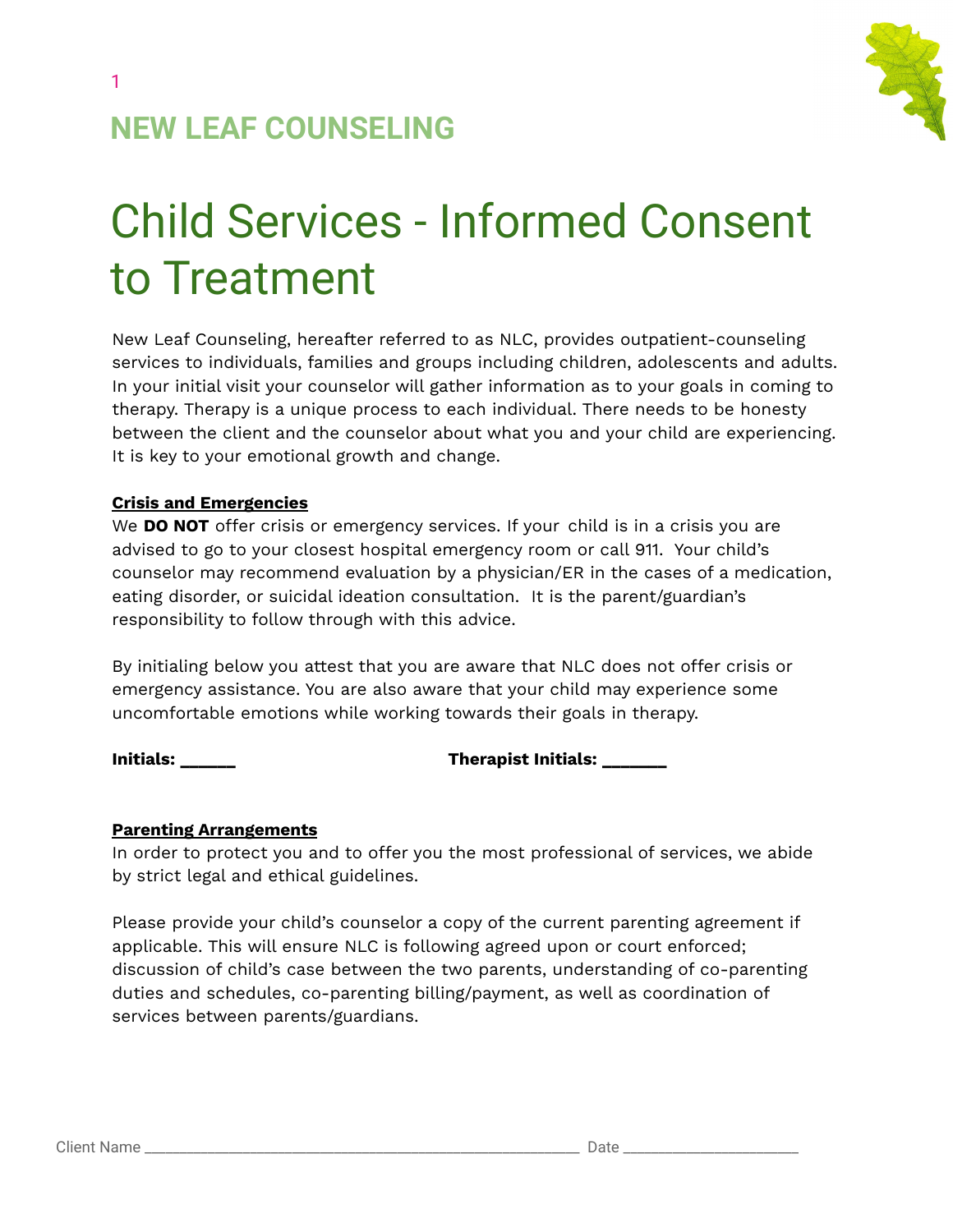## NEW LEAF COUNSELING

# Child Services - Informed Consent to Treatment

New Leaf Counseling, hereafter referred to as NLC, provides outpatient-counseling services to individuals, families and groups including children, adolescents and adults. In your initial visit your counselor will gather information as to your goals in coming to therapy. Therapy is a unique process to each individual. There needs to be honesty between the client and the counselor about what you and your child are experiencing. It is key to your emotional growth and change.

**Crisis and Emergencies**

We **DO NOT** offer crisis or emergency services. If your child is in a crisis you are advised to go to your closest hospital emergency room or call 911. Your child's counselor may recommend evaluation by a physician/ER in the cases of a medication, eating disorder, or suicidal ideation consultation. It is the parent/guardian's responsibility to follow through with this advice.

By initialing below you attest that you are aware that NLC does not offer crisis or emergency assistance. You are also aware that your child may experience some uncomfortable emotions while working towards their goals in therapy.

**Initials: _____** **Therapist Initials: ______**

**Parenting Arrangements**

In order to protect you and to offer you the most professional of services, we abide by strict legal and ethical guidelines.

Please provide your child's counselor a copy of the current parenting agreement if applicable. This will ensure NLC is following agreed upon or court enforced; discussion of child's case between the two parents, understanding of co-parenting duties and schedules, co-parenting billing/payment, as well as coordination of services between parents/guardians.

Client Name ______________________________________________ Date ___________________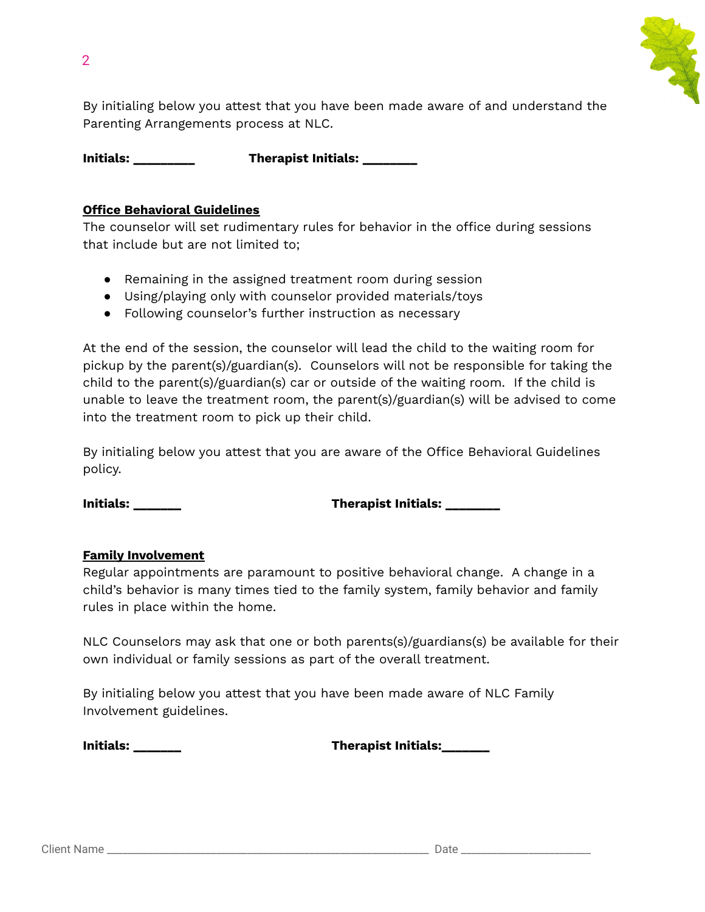By initialing below you attest that you have been made aware of and understand the Parenting Arrangements process at NLC.

**Initials: _________** **Therapist Initials: ________**

**Office Behavioral Guidelines**

The counselor will set rudimentary rules for behavior in the office during sessions that include but are not limited to;

- Remaining in the assigned treatment room during session
- Using/playing only with counselor provided materials/toys
- Following counselor's further instruction as necessary

At the end of the session, the counselor will lead the child to the waiting room for pickup by the parent(s)/guardian(s). Counselors will not be responsible for taking the child to the parent(s)/guardian(s) car or outside of the waiting room. If the child is unable to leave the treatment room, the parent(s)/guardian(s) will be advised to come into the treatment room to pick up their child.

By initialing below you attest that you are aware of the Office Behavioral Guidelines policy.

**Initials: _______** **Therapist Initials: ________**

**Family Involvement**

Regular appointments are paramount to positive behavioral change. A change in a child's behavior is many times tied to the family system, family behavior and family rules in place within the home.

NLC Counselors may ask that one or both parents(s)/guardians(s) be available for their own individual or family sessions as part of the overall treatment.

By initialing below you attest that you have been made aware of NLC Family Involvement guidelines.

**Initials: _______** **Therapist Initials:_______**

Client Name ______________________________________________________ Date ______________________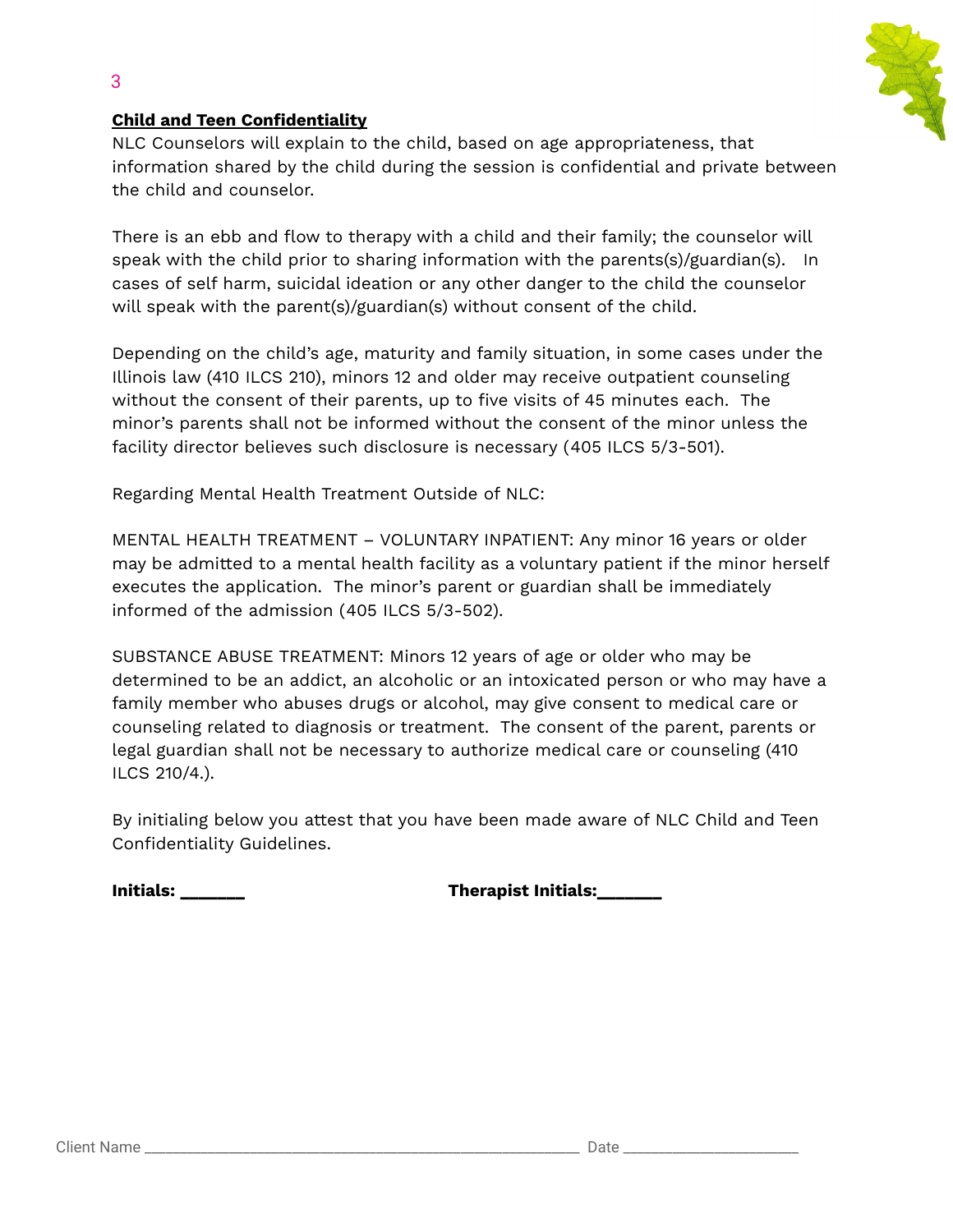**Child and Teen Confidentiality**

NLC Counselors will explain to the child, based on age appropriateness, that information shared by the child during the session is confidential and private between the child and counselor.

There is an ebb and flow to therapy with a child and their family; the counselor will speak with the child prior to sharing information with the parents(s)/guardian(s). In cases of self harm, suicidal ideation or any other danger to the child the counselor will speak with the parent(s)/guardian(s) without consent of the child.

Depending on the child's age, maturity and family situation, in some cases under the Illinois law (410 ILCS 210), minors 12 and older may receive outpatient counseling without the consent of their parents, up to five visits of 45 minutes each. The minor's parents shall not be informed without the consent of the minor unless the facility director believes such disclosure is necessary (405 ILCS 5/3-501).

Regarding Mental Health Treatment Outside of NLC:

MENTAL HEALTH TREATMENT – VOLUNTARY INPATIENT: Any minor 16 years or older may be admitted to a mental health facility as a voluntary patient if the minor herself executes the application. The minor's parent or guardian shall be immediately informed of the admission (405 ILCS 5/3-502).

SUBSTANCE ABUSE TREATMENT: Minors 12 years of age or older who may be determined to be an addict, an alcoholic or an intoxicated person or who may have a family member who abuses drugs or alcohol, may give consent to medical care or counseling related to diagnosis or treatment. The consent of the parent, parents or legal guardian shall not be necessary to authorize medical care or counseling (410 ILCS 210/4.).

By initialing below you attest that you have been made aware of NLC Child and Teen Confidentiality Guidelines.

**Initials: ______** **Therapist Initials:______**

Client Name ________________________________________________ Date ____________________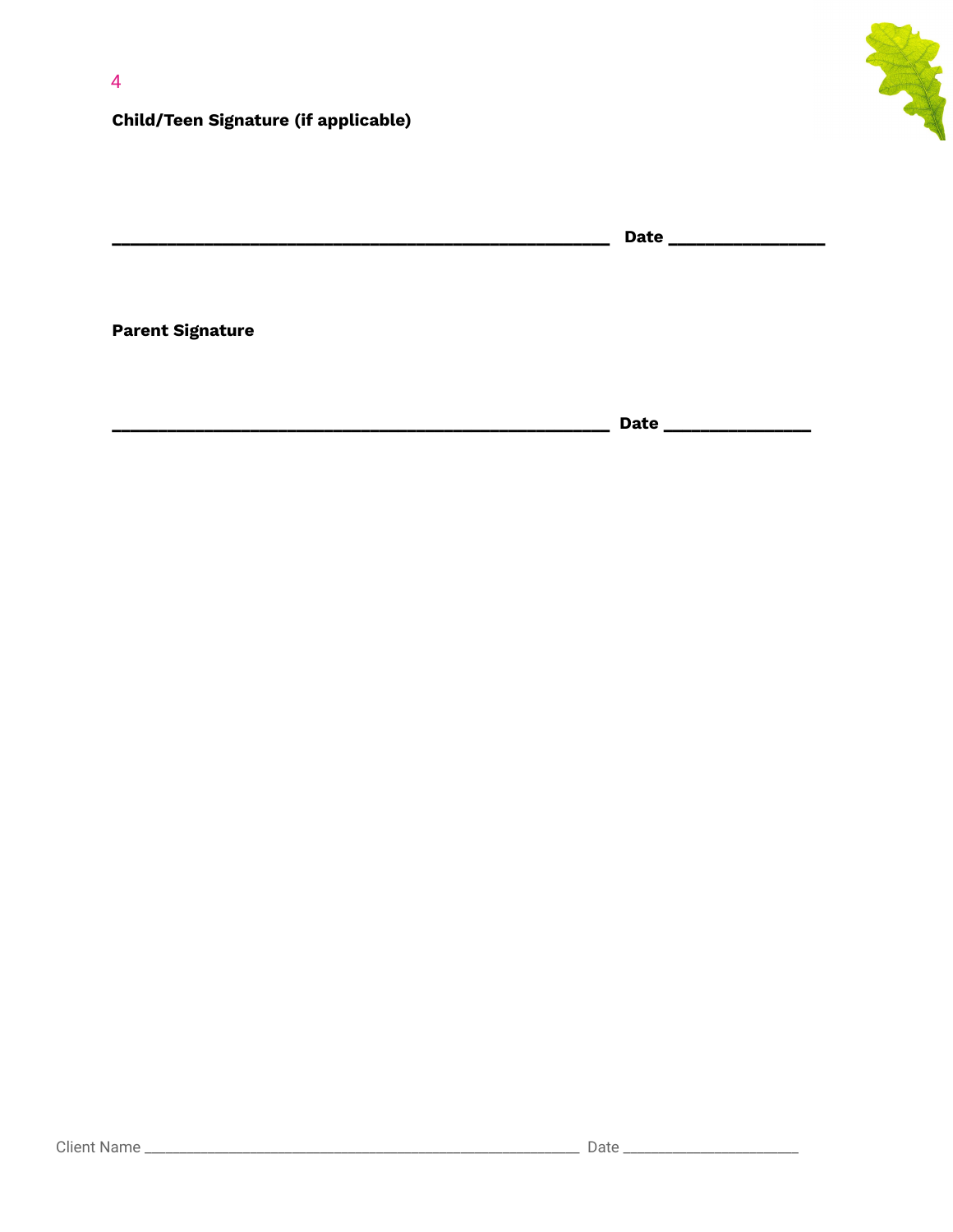**Child/Teen Signature (if applicable)**

_______________________________________________ **Date** _______________

**Parent Signature**

_______________________________________________ **Date** _______________

Client Name _______________________________________________ Date ____________________